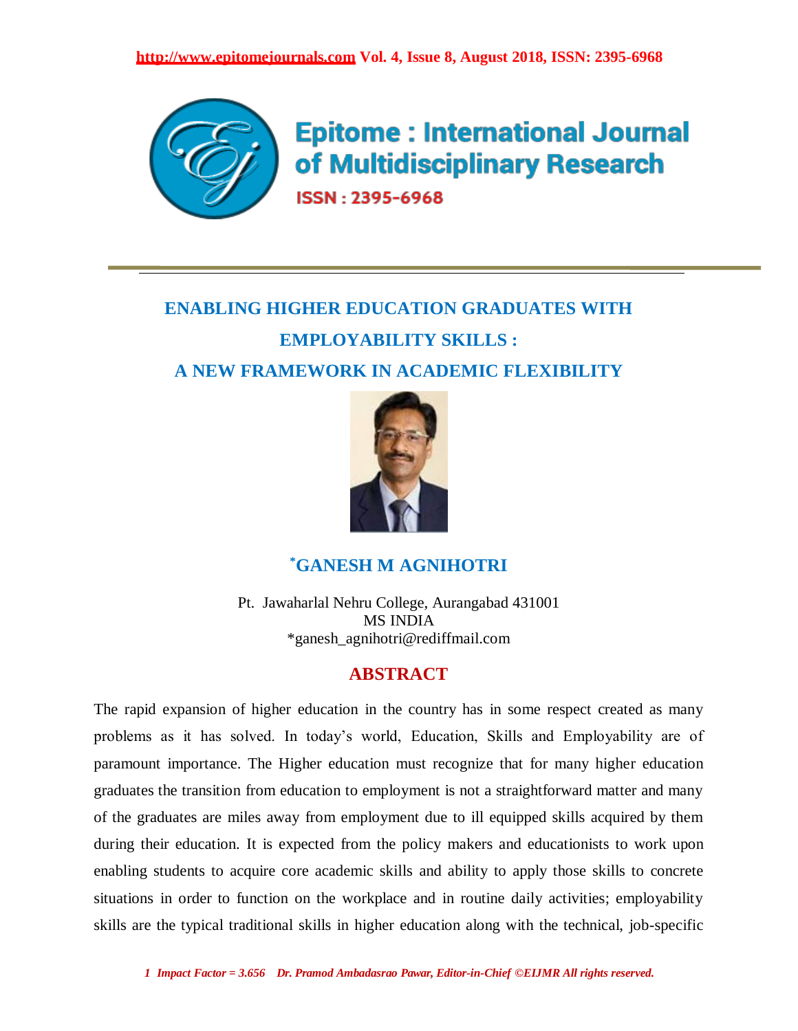# ENABLING HIGHER EDUCATION GRADUATES WITH EMPLOYABILITY SKILLS : A NEW FRAMEWORK IN ACADEMIC FLEXIBILITY

**\*GANESH M AGNIHOTRI**

Pt. Jawaharlal Nehru College, Aurangabad 431001
MS INDIA
*ganesh_agnihotri@rediffmail.com

## ABSTRACT

The rapid expansion of higher education in the country has in some respect created as many problems as it has solved. In today's world, Education, Skills and Employability are of paramount importance. The Higher education must recognize that for many higher education graduates the transition from education to employment is not a straightforward matter and many of the graduates are miles away from employment due to ill equipped skills acquired by them during their education. It is expected from the policy makers and educationists to work upon enabling students to acquire core academic skills and ability to apply those skills to concrete situations in order to function on the workplace and in routine daily activities; employability skills are the typical traditional skills in higher education along with the technical, job-specific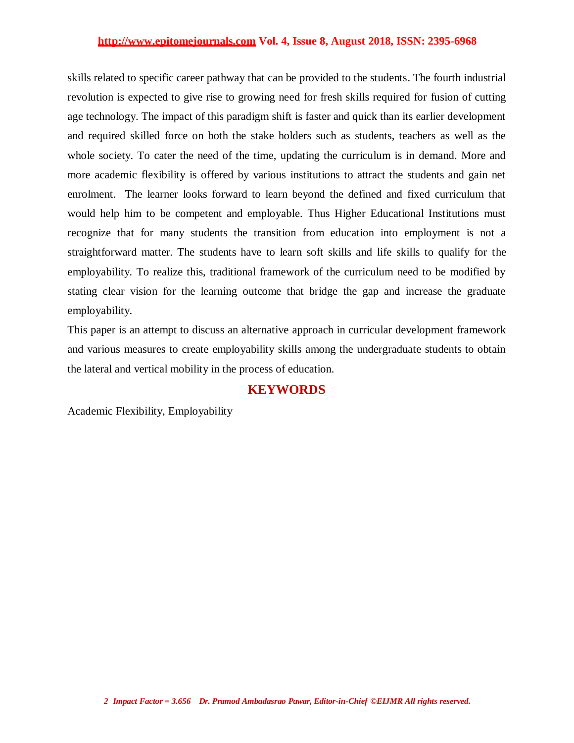skills related to specific career pathway that can be provided to the students. The fourth industrial revolution is expected to give rise to growing need for fresh skills required for fusion of cutting age technology. The impact of this paradigm shift is faster and quick than its earlier development and required skilled force on both the stake holders such as students, teachers as well as the whole society. To cater the need of the time, updating the curriculum is in demand. More and more academic flexibility is offered by various institutions to attract the students and gain net enrolment. The learner looks forward to learn beyond the defined and fixed curriculum that would help him to be competent and employable. Thus Higher Educational Institutions must recognize that for many students the transition from education into employment is not a straightforward matter. The students have to learn soft skills and life skills to qualify for the employability. To realize this, traditional framework of the curriculum need to be modified by stating clear vision for the learning outcome that bridge the gap and increase the graduate employability.

This paper is an attempt to discuss an alternative approach in curricular development framework and various measures to create employability skills among the undergraduate students to obtain the lateral and vertical mobility in the process of education.

## KEYWORDS

Academic Flexibility, Employability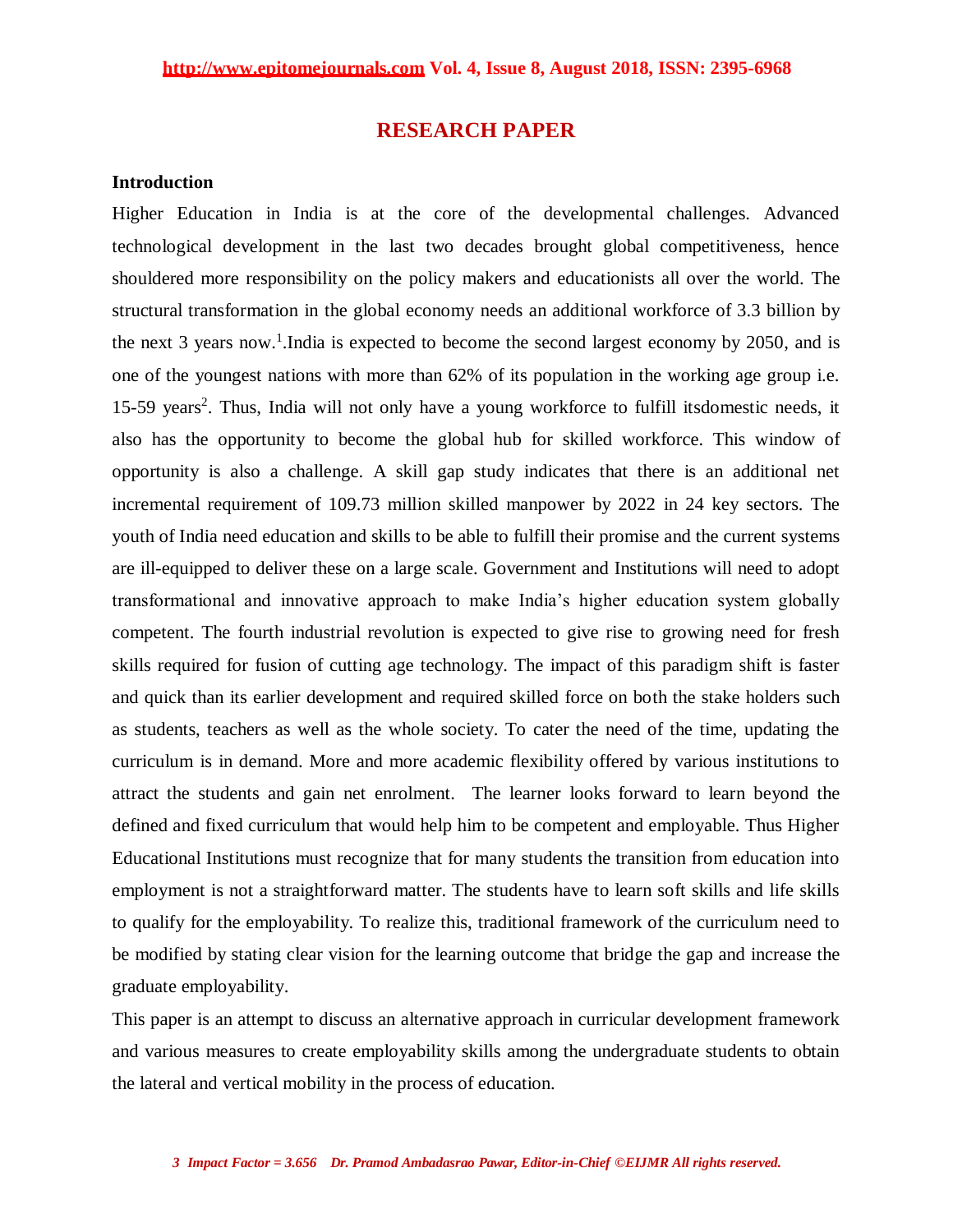## RESEARCH PAPER

### Introduction

Higher Education in India is at the core of the developmental challenges. Advanced technological development in the last two decades brought global competitiveness, hence shouldered more responsibility on the policy makers and educationists all over the world. The structural transformation in the global economy needs an additional workforce of 3.3 billion by the next 3 years now.[1].India is expected to become the second largest economy by 2050, and is one of the youngest nations with more than 62% of its population in the working age group i.e. 15-59 years[2]. Thus, India will not only have a young workforce to fulfill itsdomestic needs, it also has the opportunity to become the global hub for skilled workforce. This window of opportunity is also a challenge. A skill gap study indicates that there is an additional net incremental requirement of 109.73 million skilled manpower by 2022 in 24 key sectors. The youth of India need education and skills to be able to fulfill their promise and the current systems are ill-equipped to deliver these on a large scale. Government and Institutions will need to adopt transformational and innovative approach to make India's higher education system globally competent. The fourth industrial revolution is expected to give rise to growing need for fresh skills required for fusion of cutting age technology. The impact of this paradigm shift is faster and quick than its earlier development and required skilled force on both the stake holders such as students, teachers as well as the whole society. To cater the need of the time, updating the curriculum is in demand. More and more academic flexibility offered by various institutions to attract the students and gain net enrolment. The learner looks forward to learn beyond the defined and fixed curriculum that would help him to be competent and employable. Thus Higher Educational Institutions must recognize that for many students the transition from education into employment is not a straightforward matter. The students have to learn soft skills and life skills to qualify for the employability. To realize this, traditional framework of the curriculum need to be modified by stating clear vision for the learning outcome that bridge the gap and increase the graduate employability.

This paper is an attempt to discuss an alternative approach in curricular development framework and various measures to create employability skills among the undergraduate students to obtain the lateral and vertical mobility in the process of education.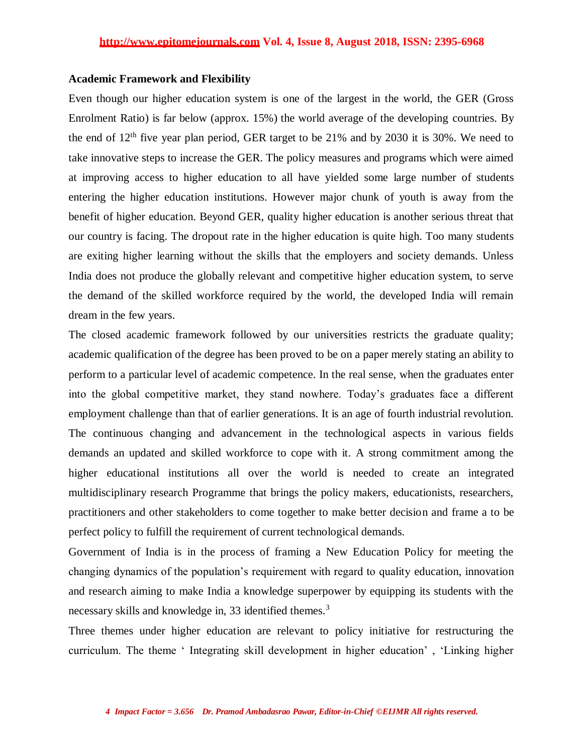### Academic Framework and Flexibility

Even though our higher education system is one of the largest in the world, the GER (Gross Enrolment Ratio) is far below (approx. 15%) the world average of the developing countries. By the end of 12th five year plan period, GER target to be 21% and by 2030 it is 30%. We need to take innovative steps to increase the GER. The policy measures and programs which were aimed at improving access to higher education to all have yielded some large number of students entering the higher education institutions. However major chunk of youth is away from the benefit of higher education. Beyond GER, quality higher education is another serious threat that our country is facing. The dropout rate in the higher education is quite high. Too many students are exiting higher learning without the skills that the employers and society demands. Unless India does not produce the globally relevant and competitive higher education system, to serve the demand of the skilled workforce required by the world, the developed India will remain dream in the few years.

The closed academic framework followed by our universities restricts the graduate quality; academic qualification of the degree has been proved to be on a paper merely stating an ability to perform to a particular level of academic competence. In the real sense, when the graduates enter into the global competitive market, they stand nowhere. Today's graduates face a different employment challenge than that of earlier generations. It is an age of fourth industrial revolution. The continuous changing and advancement in the technological aspects in various fields demands an updated and skilled workforce to cope with it. A strong commitment among the higher educational institutions all over the world is needed to create an integrated multidisciplinary research Programme that brings the policy makers, educationists, researchers, practitioners and other stakeholders to come together to make better decision and frame a to be perfect policy to fulfill the requirement of current technological demands.

Government of India is in the process of framing a New Education Policy for meeting the changing dynamics of the population's requirement with regard to quality education, innovation and research aiming to make India a knowledge superpower by equipping its students with the necessary skills and knowledge in, 33 identified themes.[3]

Three themes under higher education are relevant to policy initiative for restructuring the curriculum. The theme ' Integrating skill development in higher education' , 'Linking higher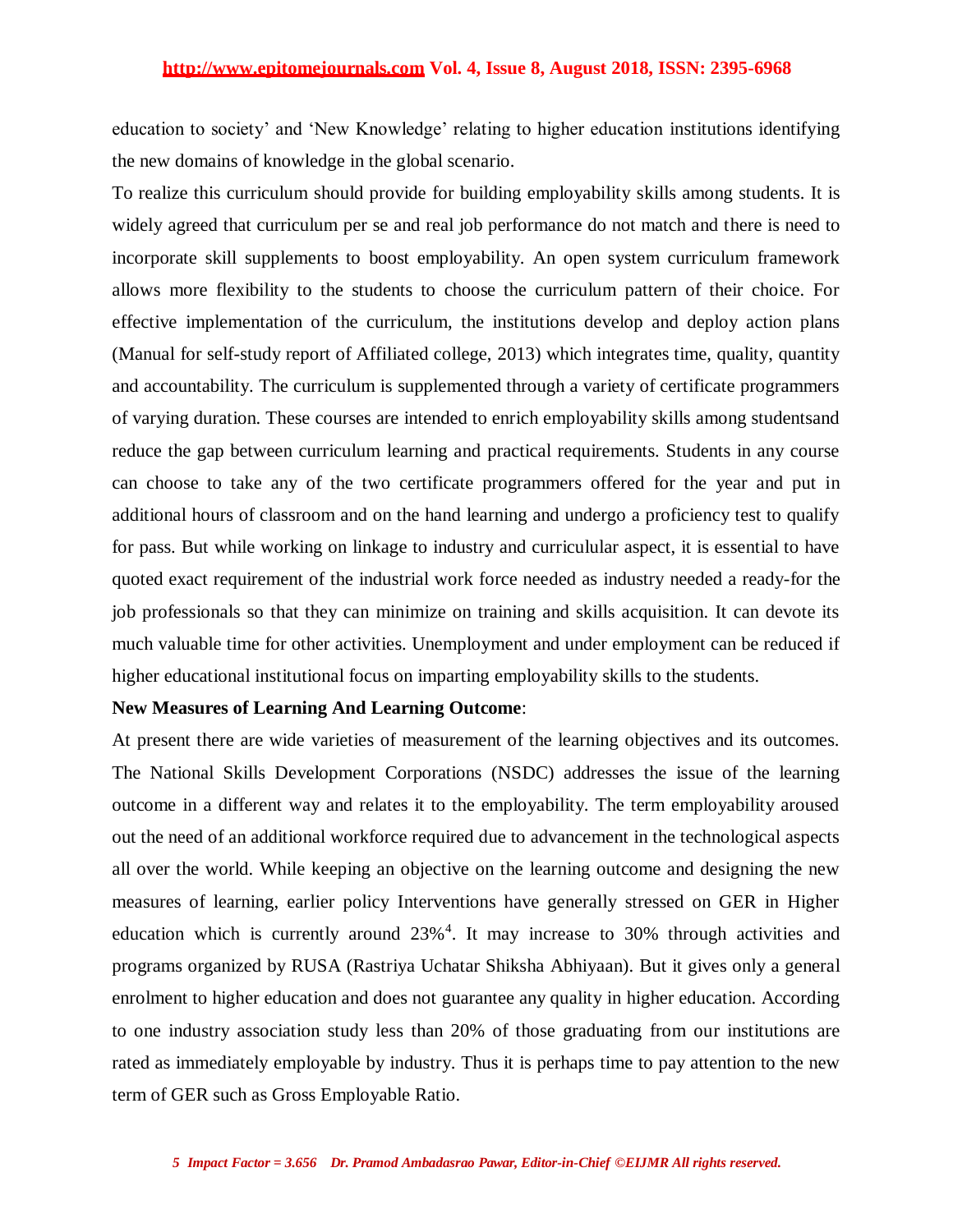education to society' and 'New Knowledge' relating to higher education institutions identifying the new domains of knowledge in the global scenario.

To realize this curriculum should provide for building employability skills among students. It is widely agreed that curriculum per se and real job performance do not match and there is need to incorporate skill supplements to boost employability. An open system curriculum framework allows more flexibility to the students to choose the curriculum pattern of their choice. For effective implementation of the curriculum, the institutions develop and deploy action plans (Manual for self-study report of Affiliated college, 2013) which integrates time, quality, quantity and accountability. The curriculum is supplemented through a variety of certificate programmers of varying duration. These courses are intended to enrich employability skills among studentsand reduce the gap between curriculum learning and practical requirements. Students in any course can choose to take any of the two certificate programmers offered for the year and put in additional hours of classroom and on the hand learning and undergo a proficiency test to qualify for pass. But while working on linkage to industry and curriculular aspect, it is essential to have quoted exact requirement of the industrial work force needed as industry needed a ready-for the job professionals so that they can minimize on training and skills acquisition. It can devote its much valuable time for other activities. Unemployment and under employment can be reduced if higher educational institutional focus on imparting employability skills to the students.

**New Measures of Learning And Learning Outcome**:

At present there are wide varieties of measurement of the learning objectives and its outcomes. The National Skills Development Corporations (NSDC) addresses the issue of the learning outcome in a different way and relates it to the employability. The term employability aroused out the need of an additional workforce required due to advancement in the technological aspects all over the world. While keeping an objective on the learning outcome and designing the new measures of learning, earlier policy Interventions have generally stressed on GER in Higher education which is currently around 23%[4]. It may increase to 30% through activities and programs organized by RUSA (Rastriya Uchatar Shiksha Abhiyaan). But it gives only a general enrolment to higher education and does not guarantee any quality in higher education. According to one industry association study less than 20% of those graduating from our institutions are rated as immediately employable by industry. Thus it is perhaps time to pay attention to the new term of GER such as Gross Employable Ratio.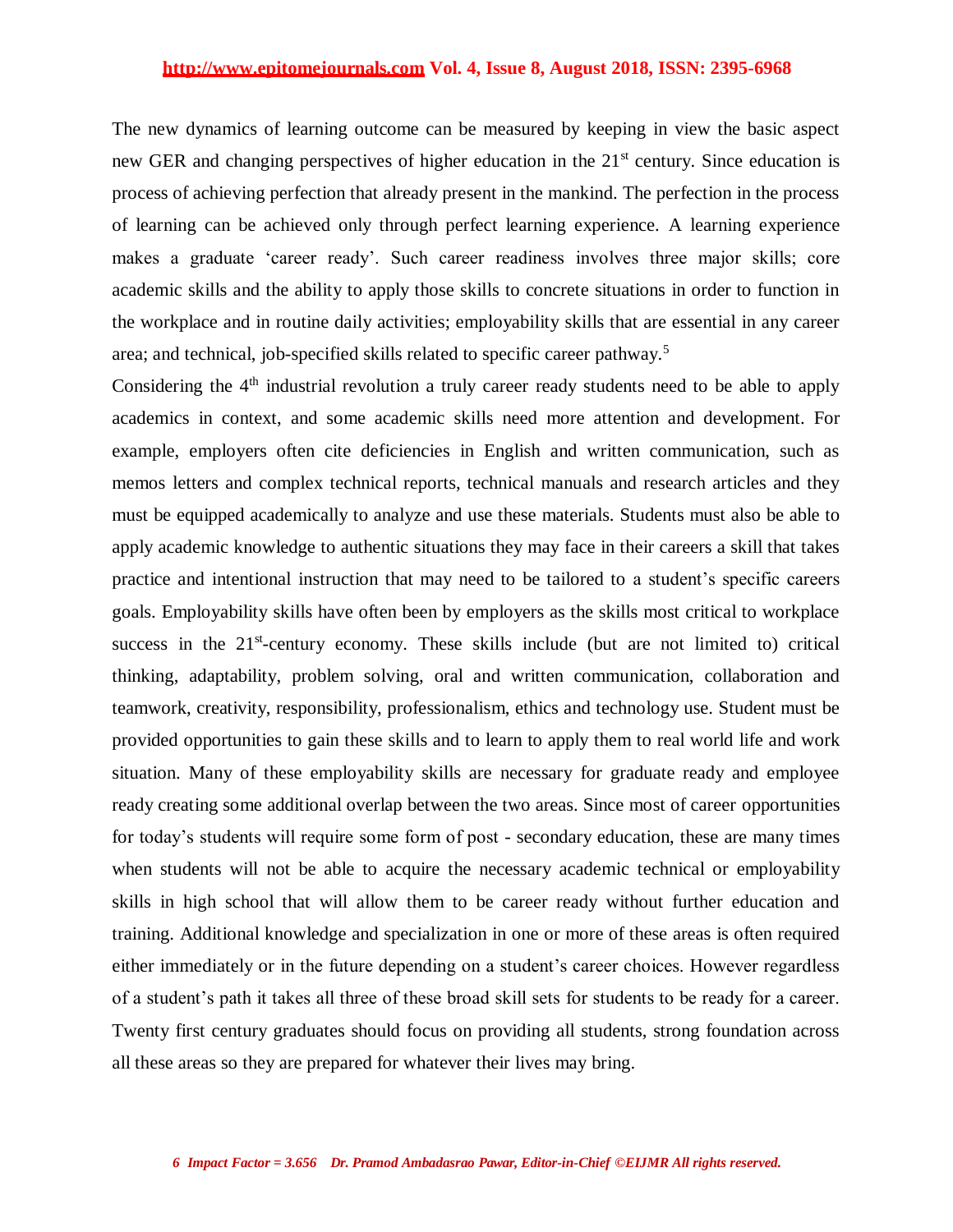The new dynamics of learning outcome can be measured by keeping in view the basic aspect new GER and changing perspectives of higher education in the 21st century. Since education is process of achieving perfection that already present in the mankind. The perfection in the process of learning can be achieved only through perfect learning experience. A learning experience makes a graduate 'career ready'. Such career readiness involves three major skills; core academic skills and the ability to apply those skills to concrete situations in order to function in the workplace and in routine daily activities; employability skills that are essential in any career area; and technical, job-specified skills related to specific career pathway.[5]

Considering the 4th industrial revolution a truly career ready students need to be able to apply academics in context, and some academic skills need more attention and development. For example, employers often cite deficiencies in English and written communication, such as memos letters and complex technical reports, technical manuals and research articles and they must be equipped academically to analyze and use these materials. Students must also be able to apply academic knowledge to authentic situations they may face in their careers a skill that takes practice and intentional instruction that may need to be tailored to a student's specific careers goals. Employability skills have often been by employers as the skills most critical to workplace success in the 21st-century economy. These skills include (but are not limited to) critical thinking, adaptability, problem solving, oral and written communication, collaboration and teamwork, creativity, responsibility, professionalism, ethics and technology use. Student must be provided opportunities to gain these skills and to learn to apply them to real world life and work situation. Many of these employability skills are necessary for graduate ready and employee ready creating some additional overlap between the two areas. Since most of career opportunities for today's students will require some form of post - secondary education, these are many times when students will not be able to acquire the necessary academic technical or employability skills in high school that will allow them to be career ready without further education and training. Additional knowledge and specialization in one or more of these areas is often required either immediately or in the future depending on a student's career choices. However regardless of a student's path it takes all three of these broad skill sets for students to be ready for a career. Twenty first century graduates should focus on providing all students, strong foundation across all these areas so they are prepared for whatever their lives may bring.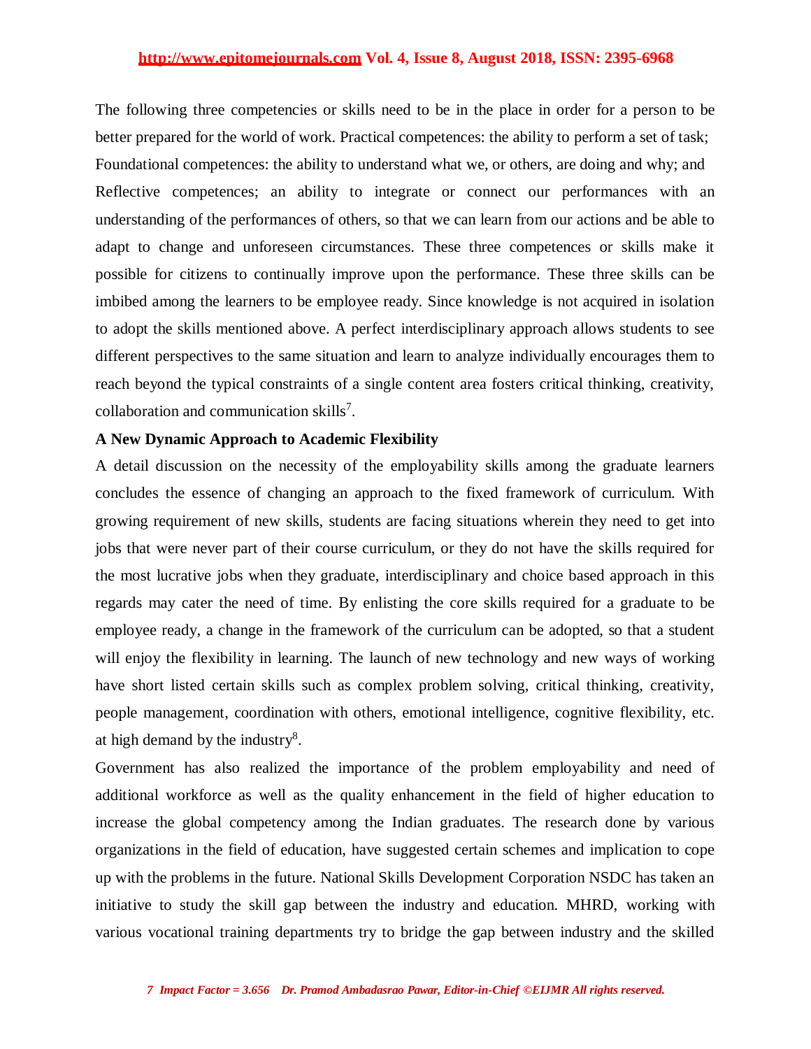The following three competencies or skills need to be in the place in order for a person to be better prepared for the world of work. Practical competences: the ability to perform a set of task; Foundational competences: the ability to understand what we, or others, are doing and why; and Reflective competences; an ability to integrate or connect our performances with an understanding of the performances of others, so that we can learn from our actions and be able to adapt to change and unforeseen circumstances. These three competences or skills make it possible for citizens to continually improve upon the performance. These three skills can be imbibed among the learners to be employee ready. Since knowledge is not acquired in isolation to adopt the skills mentioned above. A perfect interdisciplinary approach allows students to see different perspectives to the same situation and learn to analyze individually encourages them to reach beyond the typical constraints of a single content area fosters critical thinking, creativity, collaboration and communication skills[7].

**A New Dynamic Approach to Academic Flexibility**

A detail discussion on the necessity of the employability skills among the graduate learners concludes the essence of changing an approach to the fixed framework of curriculum. With growing requirement of new skills, students are facing situations wherein they need to get into jobs that were never part of their course curriculum, or they do not have the skills required for the most lucrative jobs when they graduate, interdisciplinary and choice based approach in this regards may cater the need of time. By enlisting the core skills required for a graduate to be employee ready, a change in the framework of the curriculum can be adopted, so that a student will enjoy the flexibility in learning. The launch of new technology and new ways of working have short listed certain skills such as complex problem solving, critical thinking, creativity, people management, coordination with others, emotional intelligence, cognitive flexibility, etc. at high demand by the industry[8].

Government has also realized the importance of the problem employability and need of additional workforce as well as the quality enhancement in the field of higher education to increase the global competency among the Indian graduates. The research done by various organizations in the field of education, have suggested certain schemes and implication to cope up with the problems in the future. National Skills Development Corporation NSDC has taken an initiative to study the skill gap between the industry and education. MHRD, working with various vocational training departments try to bridge the gap between industry and the skilled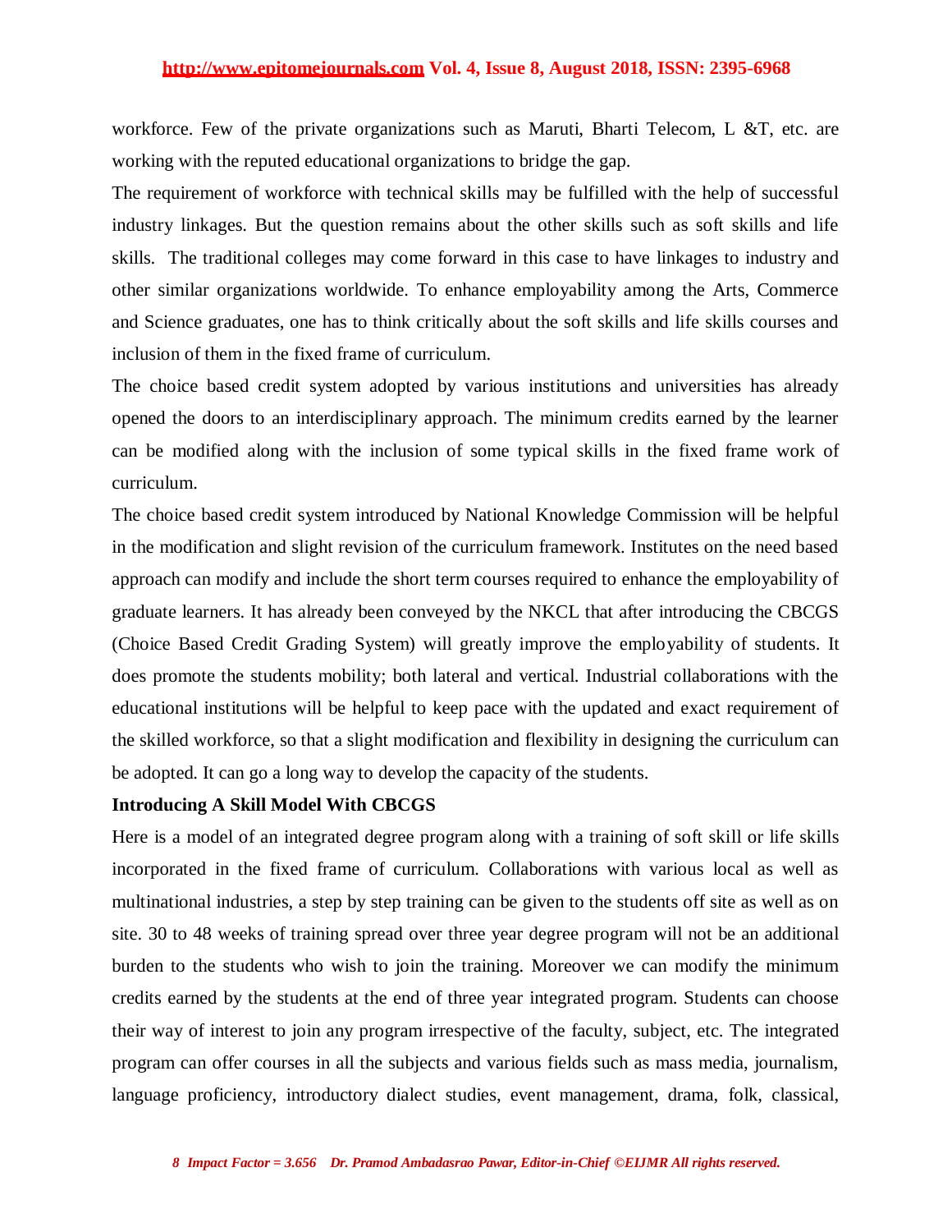workforce. Few of the private organizations such as Maruti, Bharti Telecom, L &T, etc. are working with the reputed educational organizations to bridge the gap.

The requirement of workforce with technical skills may be fulfilled with the help of successful industry linkages. But the question remains about the other skills such as soft skills and life skills. The traditional colleges may come forward in this case to have linkages to industry and other similar organizations worldwide. To enhance employability among the Arts, Commerce and Science graduates, one has to think critically about the soft skills and life skills courses and inclusion of them in the fixed frame of curriculum.

The choice based credit system adopted by various institutions and universities has already opened the doors to an interdisciplinary approach. The minimum credits earned by the learner can be modified along with the inclusion of some typical skills in the fixed frame work of curriculum.

The choice based credit system introduced by National Knowledge Commission will be helpful in the modification and slight revision of the curriculum framework. Institutes on the need based approach can modify and include the short term courses required to enhance the employability of graduate learners. It has already been conveyed by the NKCL that after introducing the CBCGS (Choice Based Credit Grading System) will greatly improve the employability of students. It does promote the students mobility; both lateral and vertical. Industrial collaborations with the educational institutions will be helpful to keep pace with the updated and exact requirement of the skilled workforce, so that a slight modification and flexibility in designing the curriculum can be adopted. It can go a long way to develop the capacity of the students.

**Introducing A Skill Model With CBCGS**

Here is a model of an integrated degree program along with a training of soft skill or life skills incorporated in the fixed frame of curriculum. Collaborations with various local as well as multinational industries, a step by step training can be given to the students off site as well as on site. 30 to 48 weeks of training spread over three year degree program will not be an additional burden to the students who wish to join the training. Moreover we can modify the minimum credits earned by the students at the end of three year integrated program. Students can choose their way of interest to join any program irrespective of the faculty, subject, etc. The integrated program can offer courses in all the subjects and various fields such as mass media, journalism, language proficiency, introductory dialect studies, event management, drama, folk, classical,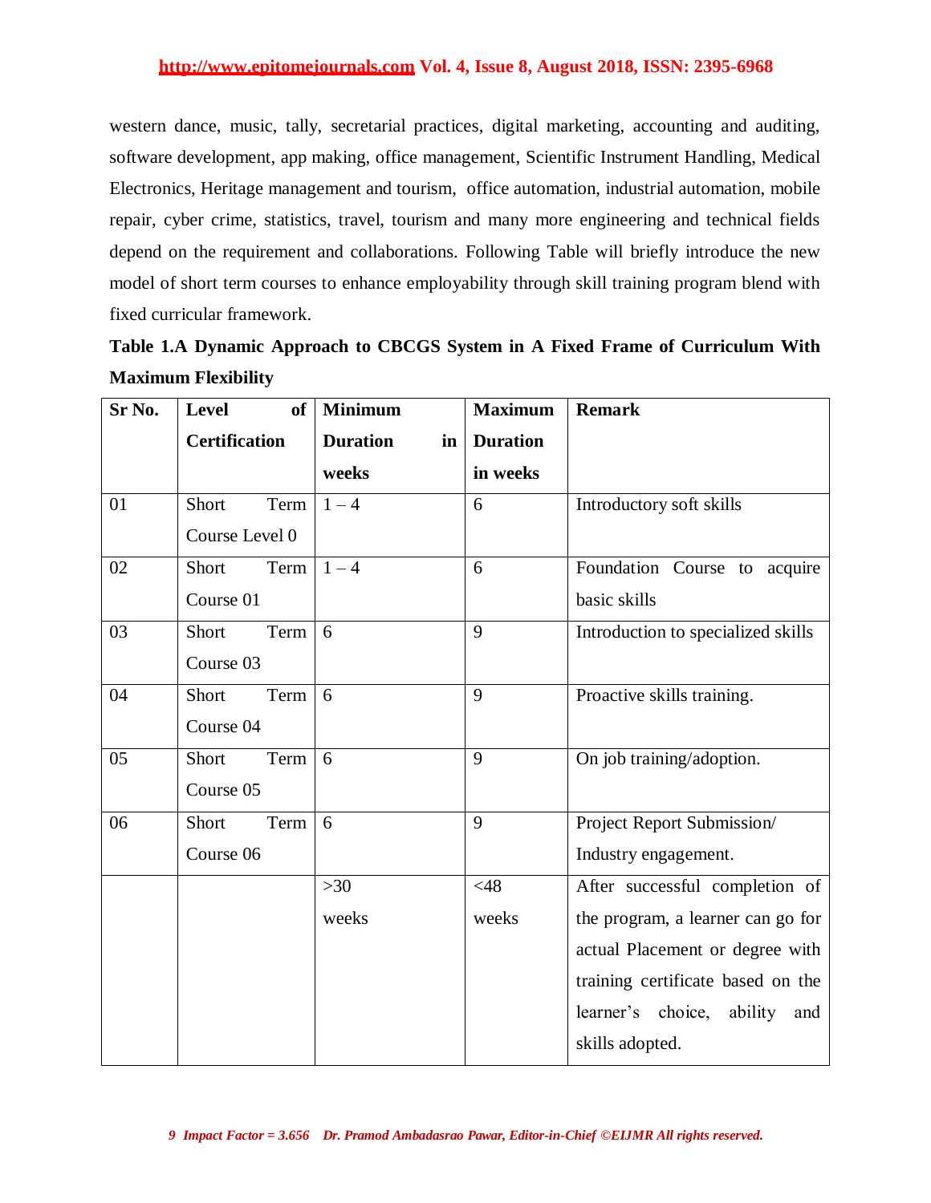western dance, music, tally, secretarial practices, digital marketing, accounting and auditing, software development, app making, office management, Scientific Instrument Handling, Medical Electronics, Heritage management and tourism, office automation, industrial automation, mobile repair, cyber crime, statistics, travel, tourism and many more engineering and technical fields depend on the requirement and collaborations. Following Table will briefly introduce the new model of short term courses to enhance employability through skill training program blend with fixed curricular framework.

**Table 1.A Dynamic Approach to CBCGS System in A Fixed Frame of Curriculum With Maximum Flexibility**

| Sr No. | Level of Certification | Minimum Duration in weeks | Maximum Duration in weeks | Remark |
|---|---|---|---|---|
| 01 | Short Term Course Level 0 | 1 – 4 | 6 | Introductory soft skills |
| 02 | Short Term Course 01 | 1 – 4 | 6 | Foundation Course to acquire basic skills |
| 03 | Short Term Course 03 | 6 | 9 | Introduction to specialized skills |
| 04 | Short Term Course 04 | 6 | 9 | Proactive skills training. |
| 05 | Short Term Course 05 | 6 | 9 | On job training/adoption. |
| 06 | Short Term Course 06 | 6 | 9 | Project Report Submission/ Industry engagement. |
| | | >30 weeks | <48 weeks | After successful completion of the program, a learner can go for actual Placement or degree with training certificate based on the learner's choice, ability and skills adopted. |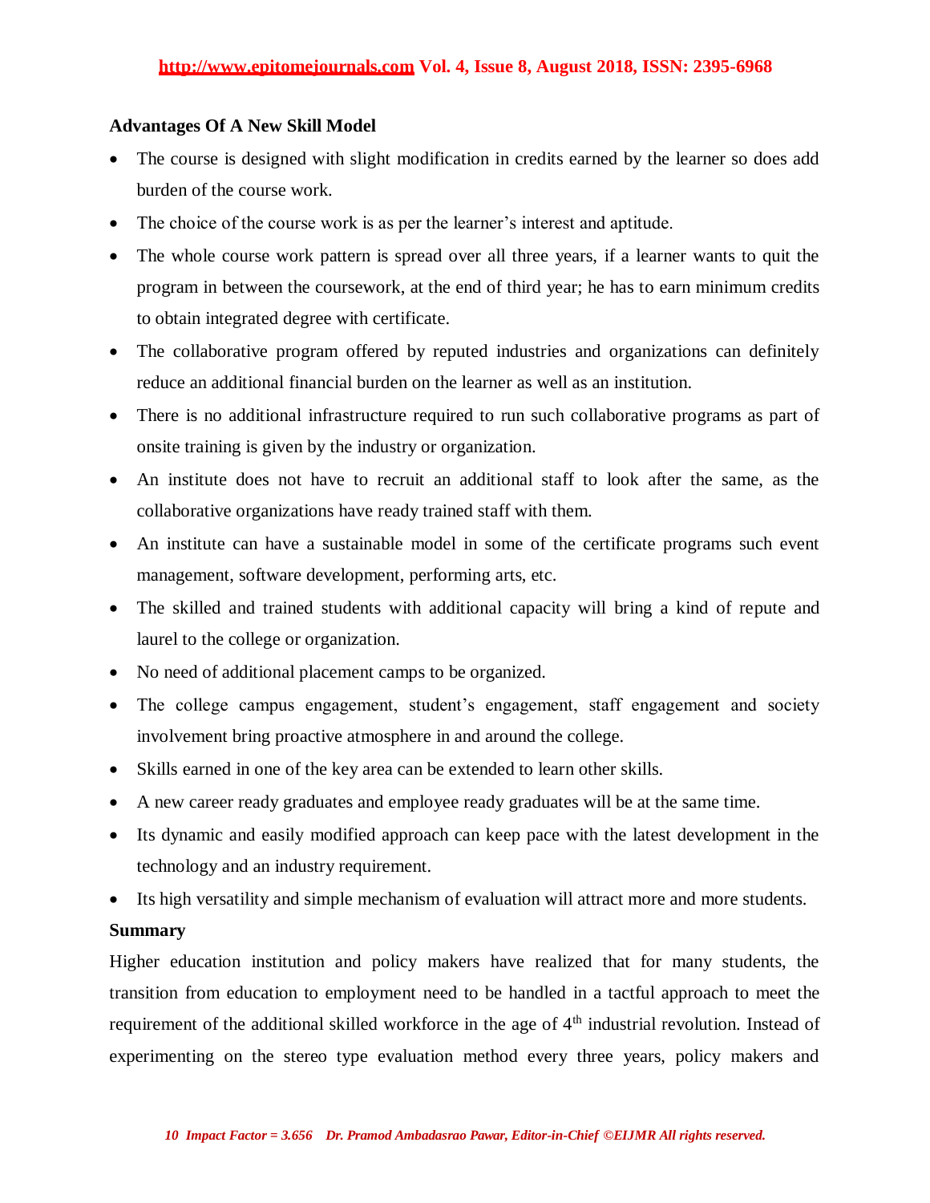**Advantages Of A New Skill Model**

- The course is designed with slight modification in credits earned by the learner so does add burden of the course work.
- The choice of the course work is as per the learner's interest and aptitude.
- The whole course work pattern is spread over all three years, if a learner wants to quit the program in between the coursework, at the end of third year; he has to earn minimum credits to obtain integrated degree with certificate.
- The collaborative program offered by reputed industries and organizations can definitely reduce an additional financial burden on the learner as well as an institution.
- There is no additional infrastructure required to run such collaborative programs as part of onsite training is given by the industry or organization.
- An institute does not have to recruit an additional staff to look after the same, as the collaborative organizations have ready trained staff with them.
- An institute can have a sustainable model in some of the certificate programs such event management, software development, performing arts, etc.
- The skilled and trained students with additional capacity will bring a kind of repute and laurel to the college or organization.
- No need of additional placement camps to be organized.
- The college campus engagement, student's engagement, staff engagement and society involvement bring proactive atmosphere in and around the college.
- Skills earned in one of the key area can be extended to learn other skills.
- A new career ready graduates and employee ready graduates will be at the same time.
- Its dynamic and easily modified approach can keep pace with the latest development in the technology and an industry requirement.
- Its high versatility and simple mechanism of evaluation will attract more and more students.

**Summary**

Higher education institution and policy makers have realized that for many students, the transition from education to employment need to be handled in a tactful approach to meet the requirement of the additional skilled workforce in the age of 4th industrial revolution. Instead of experimenting on the stereo type evaluation method every three years, policy makers and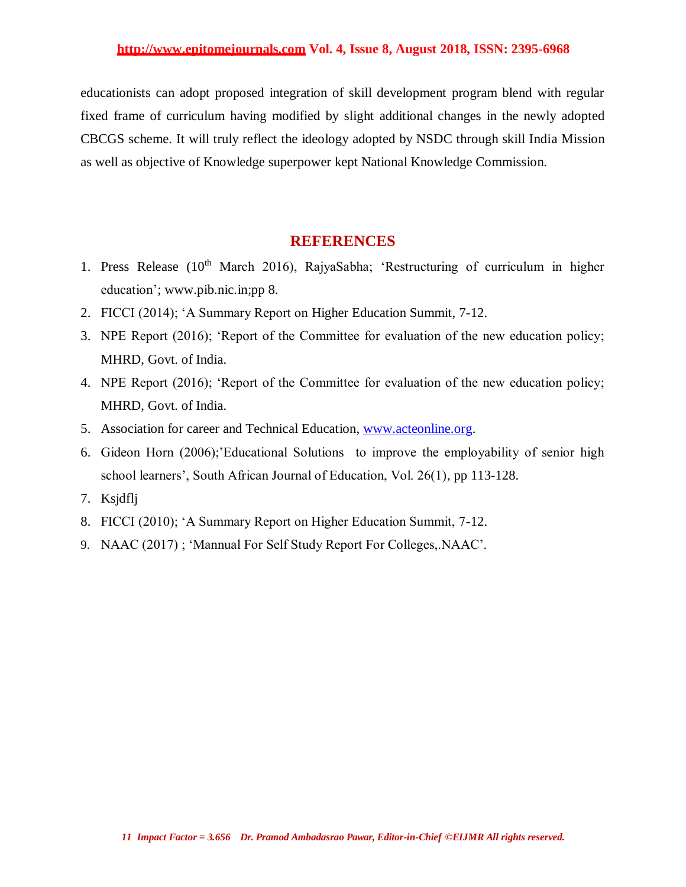educationists can adopt proposed integration of skill development program blend with regular fixed frame of curriculum having modified by slight additional changes in the newly adopted CBCGS scheme. It will truly reflect the ideology adopted by NSDC through skill India Mission as well as objective of Knowledge superpower kept National Knowledge Commission.

## REFERENCES

1. Press Release (10th March 2016), RajyaSabha; 'Restructuring of curriculum in higher education'; www.pib.nic.in;pp 8.
2. FICCI (2014); 'A Summary Report on Higher Education Summit, 7-12.
3. NPE Report (2016); 'Report of the Committee for evaluation of the new education policy; MHRD, Govt. of India.
4. NPE Report (2016); 'Report of the Committee for evaluation of the new education policy; MHRD, Govt. of India.
5. Association for career and Technical Education, www.acteonline.org.
6. Gideon Horn (2006);'Educational Solutions to improve the employability of senior high school learners', South African Journal of Education, Vol. 26(1), pp 113-128.
7. Ksjdflj
8. FICCI (2010); 'A Summary Report on Higher Education Summit, 7-12.
9. NAAC (2017) ; 'Mannual For Self Study Report For Colleges,.NAAC'.